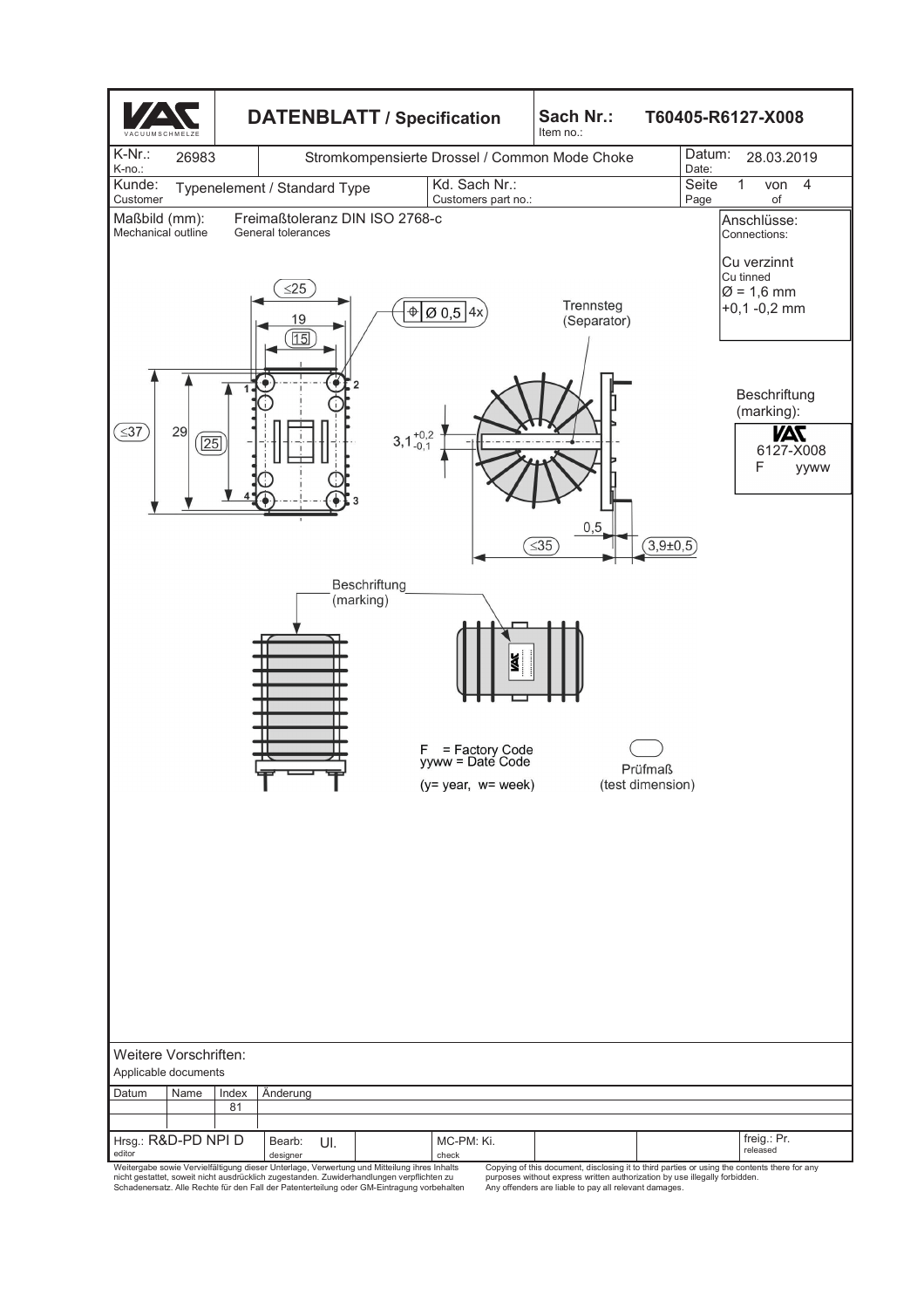# DATENBLATT / Specification

**Sach Nr.:** / Item no.: **T60405-R6127-X008**

| K-Nr.: / K-no.: | 26983 | Stromkompensierte Drossel / Common Mode Choke | Datum: / Date: | 28.03.2019 |
|---|---|---|---|---|
| Kunde: / Customer | Typenelement / Standard Type | Kd. Sach Nr.: / Customers part no.: | Seite / Page | 1 von / of 4 |

**Maßbild (mm):** / Mechanical outline

Freimaßtoleranz DIN ISO 2768-c / General tolerances

**Anschlüsse:** / Connections:

Cu verzinnt / Cu tinned
Ø = 1,6 mm
+0,1 -0,2 mm

Dimensions: ≤25, 19, 15, ≤37, 29, 25, Ø 0,5 4x, $3{,}1^{+0,2}_{-0,1}$, 0,5, ≤35, 3,9±0,5

Trennsteg (Separator)

Pins: 1, 2, 3, 4

**Beschriftung (marking):**

VAC
6127-X008
F yyww

Beschriftung (marking)

F = Factory Code
yyww = Date Code
(y= year, w= week)

Prüfmaß (test dimension)

**Weitere Vorschriften:** / Applicable documents

| Datum | Name | Index | Änderung |
|---|---|---|---|
| | | 81 | |

| Hrsg.: R&D-PD NPI D / editor | Bearb.: Ul. / designer | MC-PM: Ki. / check | freig.: Pr. / released |
|---|---|---|---|

Weitergabe sowie Vervielfältigung dieser Unterlage, Verwertung und Mitteilung ihres Inhalts nicht gestattet, soweit nicht ausdrücklich zugestanden. Zuwiderhandlungen verpflichten zu Schadenersatz. Alle Rechte für den Fall der Patenterteilung oder GM-Eintragung vorbehalten

Copying of this document, disclosing it to third parties or using the contents there for any purposes without express written authorization by use illegally forbidden. Any offenders are liable to pay all relevant damages.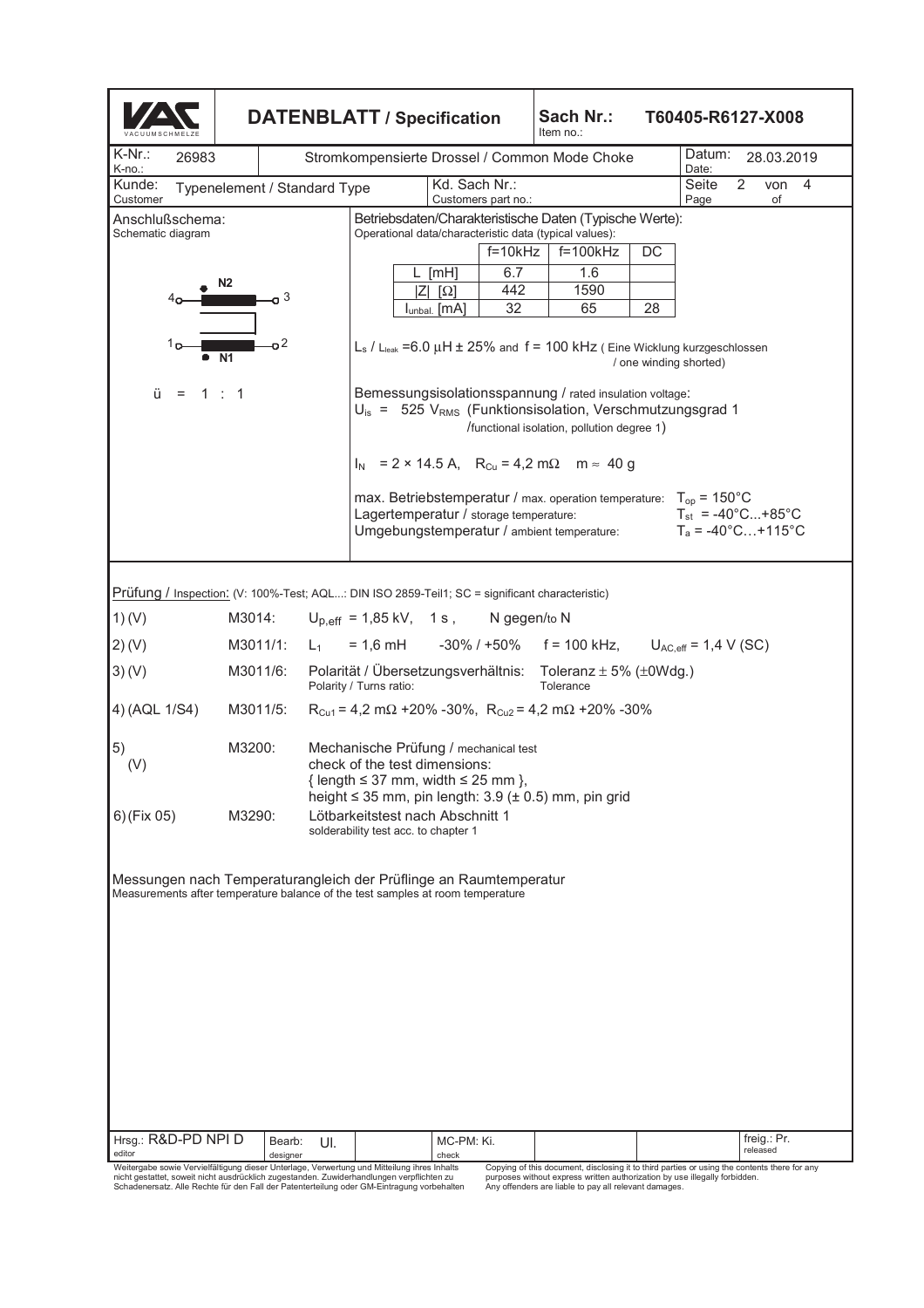| **DATENBLATT / Specification** | **Sach Nr.:** Item no.: | **T60405-R6127-X008** |
|---|---|---|
| K-Nr.: K-no.: 26983 | Stromkompensierte Drossel / Common Mode Choke | Datum: Date: 28.03.2019 |
| Kunde: Customer: Typenelement / Standard Type | Kd. Sach Nr.: Customers part no.: | Seite 2 von 4 Page of |

**Anschlußschema:**
Schematic diagram

N2: 4 — 3

N1: 1 — 2

ü = 1 : 1

**Betriebsdaten/Charakteristische Daten (Typische Werte):**
Operational data/characteristic data (typical values):

| | f=10kHz | f=100kHz | DC |
|---|---|---|---|
| L [mH] | 6.7 | 1.6 | |
| \|Z\| [Ω] | 442 | 1590 | |
| $I_{unbal.}$ [mA] | 32 | 65 | 28 |

$L_s$ / $L_{leak}$ = 6.0 µH ± 25% and f = 100 kHz ( Eine Wicklung kurzgeschlossen / one winding shorted)

Bemessungsisolationsspannung / rated insulation voltage:
$U_{is}$ = 525 $V_{RMS}$ (Funktionsisolation, Verschmutzungsgrad 1 /functional isolation, pollution degree 1)

$I_N$ = 2 × 14.5 A, $R_{Cu}$ = 4,2 mΩ m ≈ 40 g

max. Betriebstemperatur / max. operation temperature: $T_{op}$ = 150°C
Lagertemperatur / storage temperature: $T_{st}$ = -40°C...+85°C
Umgebungstemperatur / ambient temperature: $T_a$ = -40°C…+115°C

Prüfung / Inspection: (V: 100%-Test; AQL...: DIN ISO 2859-Teil1; SC = significant characteristic)

| | | |
|---|---|---|
| 1) (V) | M3014: | $U_{p,eff}$ = 1,85 kV, 1 s , N gegen/to N |
| 2) (V) | M3011/1: | $L_1$ = 1,6 mH -30% / +50% f = 100 kHz, $U_{AC,eff}$ = 1,4 V (SC) |
| 3) (V) | M3011/6: | Polarität / Übersetzungsverhältnis: Toleranz ± 5% (±0Wdg.) Polarity / Turns ratio: Tolerance |
| 4) (AQL 1/S4) | M3011/5: | $R_{Cu1}$ = 4,2 mΩ +20% -30%, $R_{Cu2}$ = 4,2 mΩ +20% -30% |
| 5) (V) | M3200: | Mechanische Prüfung / mechanical test check of the test dimensions: { length ≤ 37 mm, width ≤ 25 mm }, height ≤ 35 mm, pin length: 3.9 (± 0.5) mm, pin grid |
| 6) (Fix 05) | M3290: | Lötbarkeitstest nach Abschnitt 1 solderability test acc. to chapter 1 |

Messungen nach Temperaturangleich der Prüflinge an Raumtemperatur
Measurements after temperature balance of the test samples at room temperature

| Hrsg.: editor R&D-PD NPI D | Bearb.: designer Ul. | MC-PM: check Ki. | freig.: released Pr. |
|---|---|---|---|

Weitergabe sowie Vervielfältigung dieser Unterlage, Verwertung und Mitteilung ihres Inhalts nicht gestattet, soweit nicht ausdrücklich zugestanden. Zuwiderhandlungen verpflichten zu Schadenersatz. Alle Rechte für den Fall der Patenterteilung oder GM-Eintragung vorbehalten

Copying of this document, disclosing it to third parties or using the contents there for any purposes without express written authorization by use illegally forbidden. Any offenders are liable to pay all relevant damages.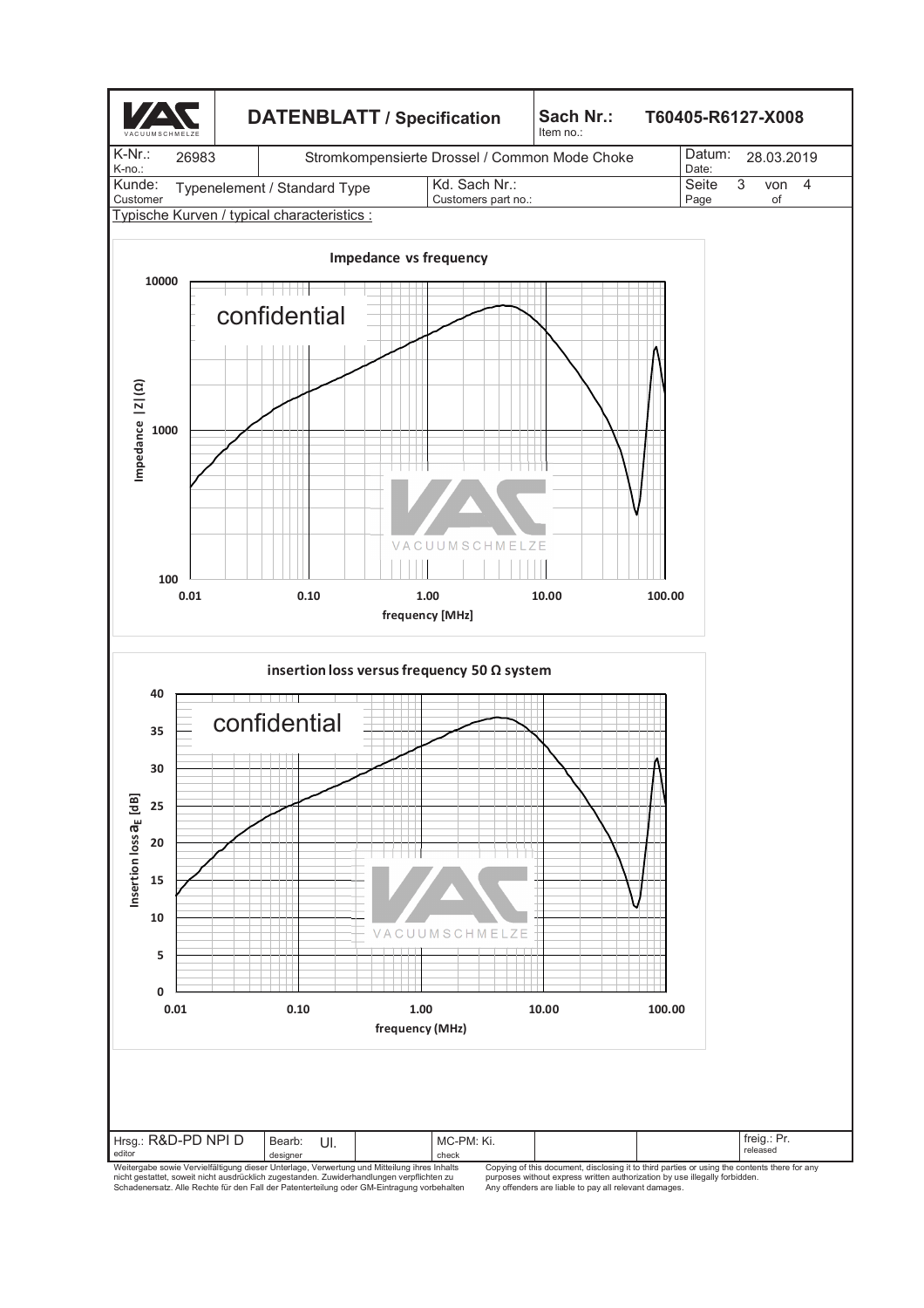| DATENBLATT / Specification | | Sach Nr.: Item no.: | T60405-R6127-X008 |
|---|---|---|---|
| K-Nr.: K-no.: 26983 | Stromkompensierte Drossel / Common Mode Choke | | Datum: Date: 28.03.2019 |
| Kunde: Customer: Typenelement / Standard Type | Kd. Sach Nr.: Customers part no.: | | |

Typische Kurven / typical characteristics :

**Impedance vs frequency**

confidential

Impedance |Z| (Ω): 100, 1000, 10000

frequency [MHz]: 0.01, 0.10, 1.00, 10.00, 100.00

**insertion loss versus frequency 50 Ω system**

confidential

Insertion loss $a_E$ [dB]: 0, 5, 10, 15, 20, 25, 30, 35, 40

frequency (MHz): 0.01, 0.10, 1.00, 10.00, 100.00

| Hrsg.: R&D-PD NPI D editor | Bearb.: Ul. designer | MC-PM: Ki. check | freig.: Pr. released |
|---|---|---|---|

Weitergabe sowie Vervielfältigung dieser Unterlage, Verwertung und Mitteilung ihres Inhalts nicht gestattet, soweit nicht ausdrücklich zugestanden. Zuwiderhandlungen verpflichten zu Schadenersatz. Alle Rechte für den Fall der Patenterteilung oder GM-Eintragung vorbehalten

Copying of this document, disclosing it to third parties or using the contents there for any purposes without express written authorization by use illegally forbidden. Any offenders are liable to pay all relevant damages.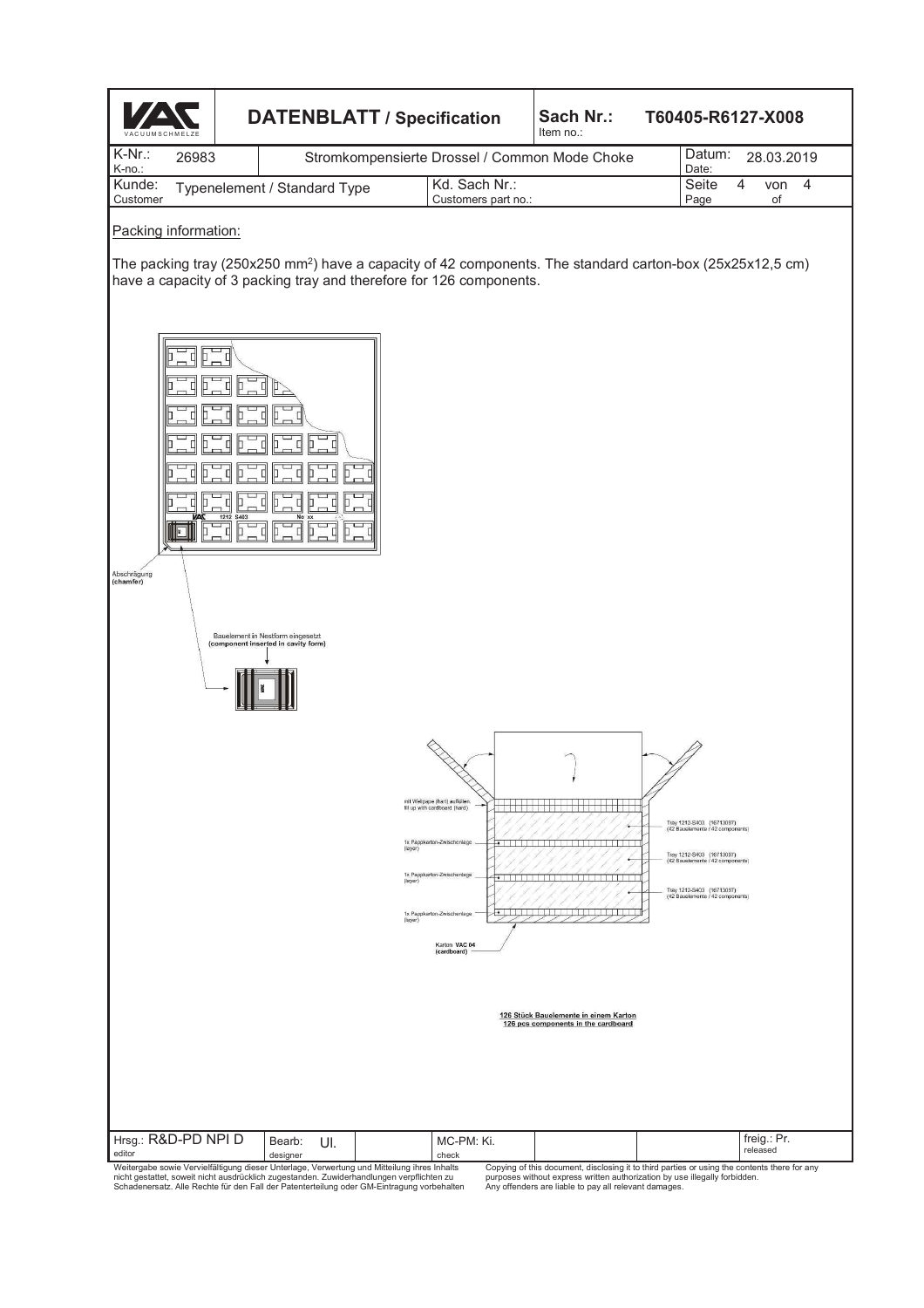| DATENBLATT / Specification | | Sach Nr.: Item no.: | T60405-R6127-X008 |
|---|---|---|---|
| K-Nr.: K-no.: 26983 | Stromkompensierte Drossel / Common Mode Choke | | Datum: Date: 28.03.2019 |
| Kunde: Customer: Typenelement / Standard Type | Kd. Sach Nr.: Customers part no.: | | Seite 4 von 4 Page of |

Packing information:

The packing tray (250x250 mm²) have a capacity of 42 components. The standard carton-box (25x25x12,5 cm) have a capacity of 3 packing tray and therefore for 126 components.

Abschrägung (chamfer)

Bauelement in Nestform eingesetzt (component inserted in cavity form)

VAC 1212 S403 No xx

mit Wellpape (hart) auffüllen, fill up with cardboard (hard)

1x Pappkarton-Zwischenlage (layer)

1x Pappkarton-Zwischenlage (layer)

1x Pappkarton-Zwischenlage (layer)

Karton VAC 04 (cardboard)

Tray 1212-S403 (16713097) (42 Bauelemente / 42 components)

Tray 1212-S403 (16713097) (42 Bauelemente / 42 components)

Tray 1212-S403 (16713097) (42 Bauelemente / 42 components)

126 Stück Bauelemente in einem Karton
126 pcs components in the cardboard

| Hrsg.: R&D-PD NPI D editor | Bearb: Ul. designer | MC-PM: Ki. check | freig.: Pr. released |
|---|---|---|---|

Weitergabe sowie Vervielfältigung dieser Unterlage, Verwertung und Mitteilung ihres Inhalts nicht gestattet, soweit nicht ausdrücklich zugestanden. Zuwiderhandlungen verpflichten zu Schadenersatz. Alle Rechte für den Fall der Patenterteilung oder GM-Eintragung vorbehalten

Copying of this document, disclosing it to third parties or using the contents there for any purposes without express written authorization by use illegally forbidden. Any offenders are liable to pay all relevant damages.